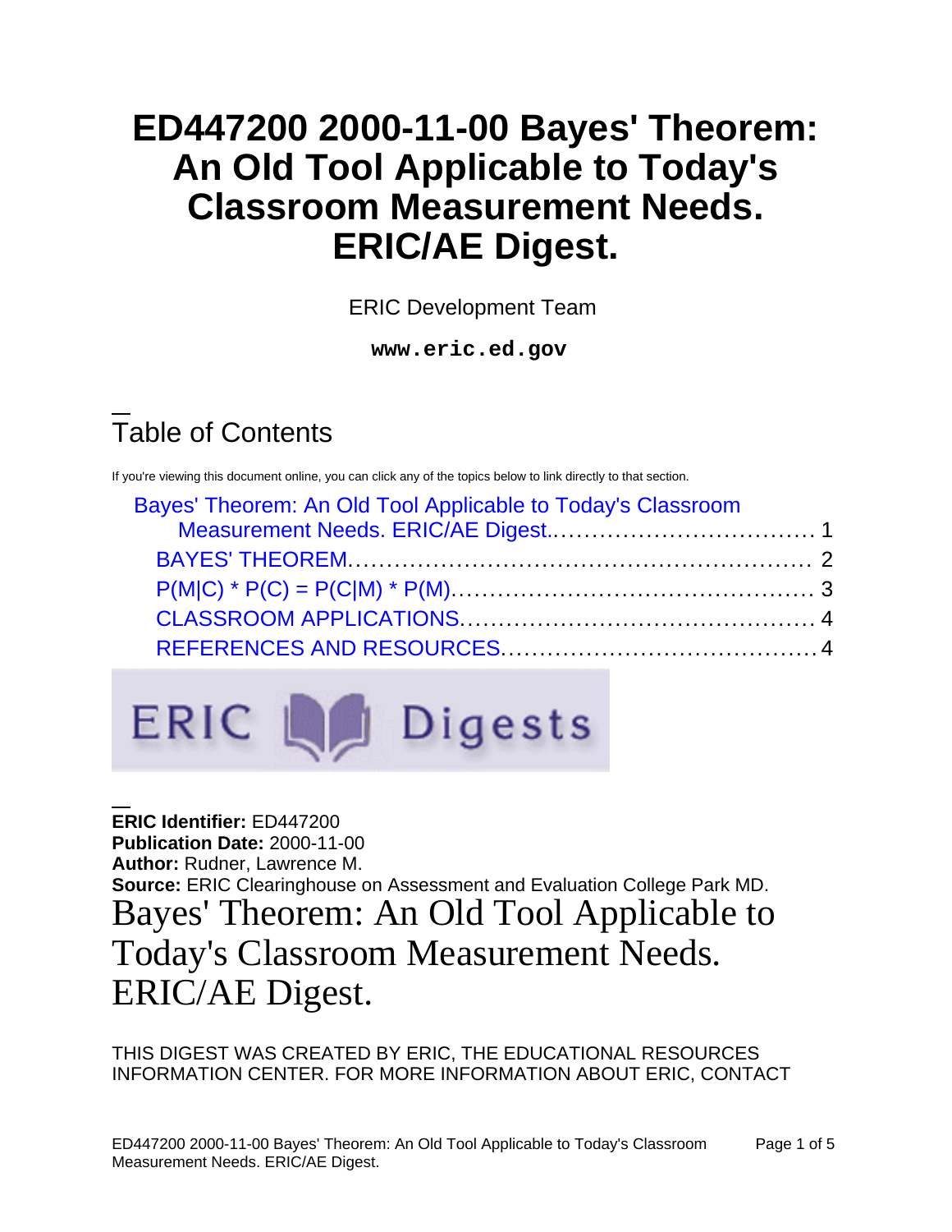# ED447200 2000-11-00 Bayes' Theorem: An Old Tool Applicable to Today's Classroom Measurement Needs. ERIC/AE Digest.

ERIC Development Team

**www.eric.ed.gov**

## Table of Contents

If you're viewing this document online, you can click any of the topics below to link directly to that section.

- Bayes' Theorem: An Old Tool Applicable to Today's Classroom Measurement Needs. ERIC/AE Digest.................................. 1
  - BAYES' THEOREM.......................................................... 2
  - P(M|C) * P(C) = P(C|M) * P(M).............................................. 3
  - CLASSROOM APPLICATIONS............................................. 4
  - REFERENCES AND RESOURCES........................................ 4

ERIC Digests

**ERIC Identifier:** ED447200
**Publication Date:** 2000-11-00
**Author:** Rudner, Lawrence M.
**Source:** ERIC Clearinghouse on Assessment and Evaluation College Park MD.

# Bayes' Theorem: An Old Tool Applicable to Today's Classroom Measurement Needs. ERIC/AE Digest.

THIS DIGEST WAS CREATED BY ERIC, THE EDUCATIONAL RESOURCES INFORMATION CENTER. FOR MORE INFORMATION ABOUT ERIC, CONTACT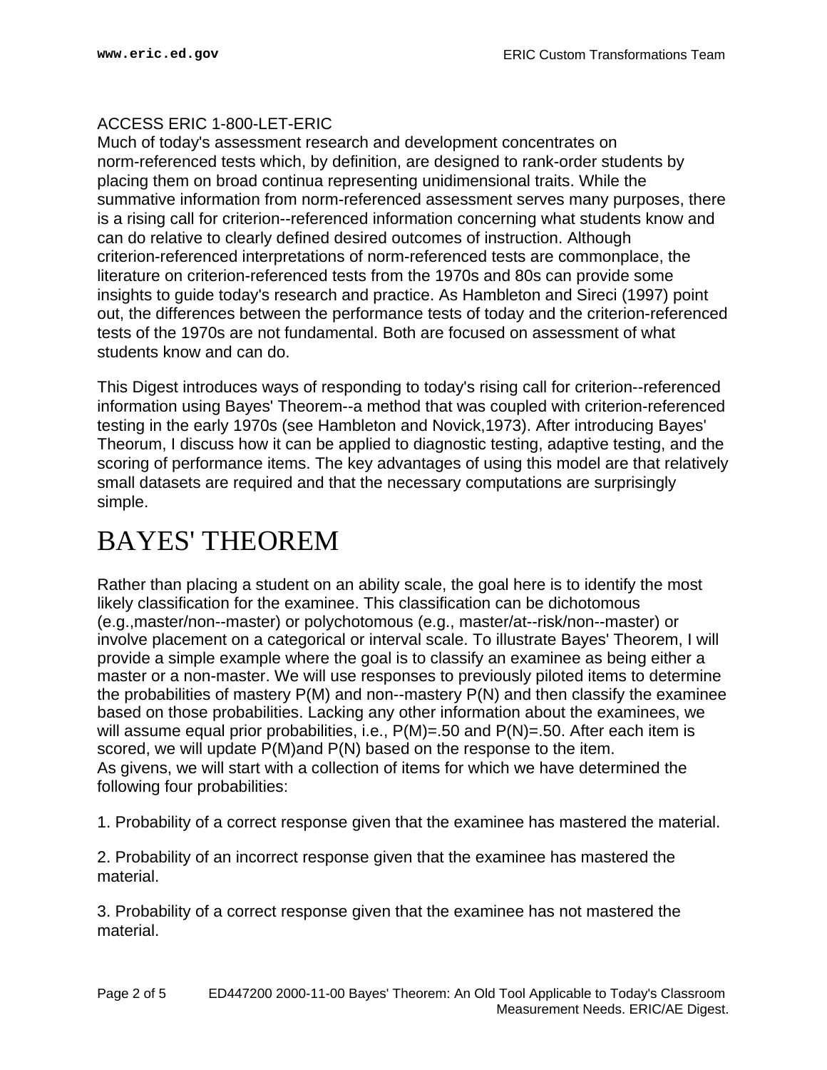ACCESS ERIC 1-800-LET-ERIC

Much of today's assessment research and development concentrates on norm-referenced tests which, by definition, are designed to rank-order students by placing them on broad continua representing unidimensional traits. While the summative information from norm-referenced assessment serves many purposes, there is a rising call for criterion--referenced information concerning what students know and can do relative to clearly defined desired outcomes of instruction. Although criterion-referenced interpretations of norm-referenced tests are commonplace, the literature on criterion-referenced tests from the 1970s and 80s can provide some insights to guide today's research and practice. As Hambleton and Sireci (1997) point out, the differences between the performance tests of today and the criterion-referenced tests of the 1970s are not fundamental. Both are focused on assessment of what students know and can do.

This Digest introduces ways of responding to today's rising call for criterion--referenced information using Bayes' Theorem--a method that was coupled with criterion-referenced testing in the early 1970s (see Hambleton and Novick,1973). After introducing Bayes' Theorum, I discuss how it can be applied to diagnostic testing, adaptive testing, and the scoring of performance items. The key advantages of using this model are that relatively small datasets are required and that the necessary computations are surprisingly simple.

# BAYES' THEOREM

Rather than placing a student on an ability scale, the goal here is to identify the most likely classification for the examinee. This classification can be dichotomous (e.g.,master/non--master) or polychotomous (e.g., master/at--risk/non--master) or involve placement on a categorical or interval scale. To illustrate Bayes' Theorem, I will provide a simple example where the goal is to classify an examinee as being either a master or a non-master. We will use responses to previously piloted items to determine the probabilities of mastery P(M) and non--mastery P(N) and then classify the examinee based on those probabilities. Lacking any other information about the examinees, we will assume equal prior probabilities, i.e., P(M)=.50 and P(N)=.50. After each item is scored, we will update P(M)and P(N) based on the response to the item.

As givens, we will start with a collection of items for which we have determined the following four probabilities:

1. Probability of a correct response given that the examinee has mastered the material.

2. Probability of an incorrect response given that the examinee has mastered the material.

3. Probability of a correct response given that the examinee has not mastered the material.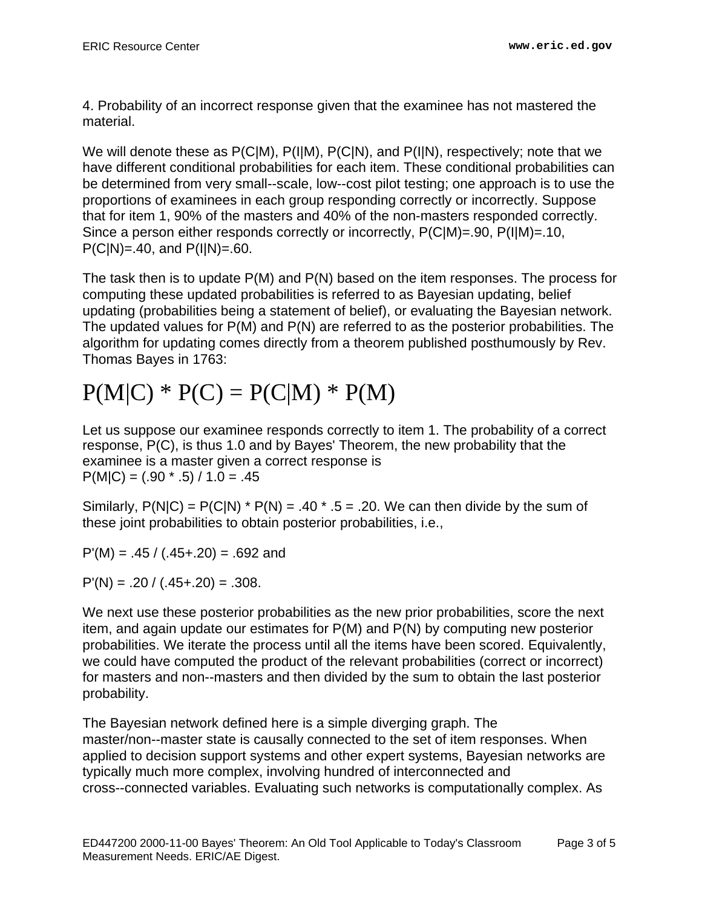4. Probability of an incorrect response given that the examinee has not mastered the material.

We will denote these as P(C|M), P(I|M), P(C|N), and P(I|N), respectively; note that we have different conditional probabilities for each item. These conditional probabilities can be determined from very small--scale, low--cost pilot testing; one approach is to use the proportions of examinees in each group responding correctly or incorrectly. Suppose that for item 1, 90% of the masters and 40% of the non-masters responded correctly. Since a person either responds correctly or incorrectly, P(C|M)=.90, P(I|M)=.10, P(C|N)=.40, and P(I|N)=.60.

The task then is to update P(M) and P(N) based on the item responses. The process for computing these updated probabilities is referred to as Bayesian updating, belief updating (probabilities being a statement of belief), or evaluating the Bayesian network. The updated values for P(M) and P(N) are referred to as the posterior probabilities. The algorithm for updating comes directly from a theorem published posthumously by Rev. Thomas Bayes in 1763:

$$P(M|C) * P(C) = P(C|M) * P(M)$$

Let us suppose our examinee responds correctly to item 1. The probability of a correct response, P(C), is thus 1.0 and by Bayes' Theorem, the new probability that the examinee is a master given a correct response is
P(M|C) = (.90 * .5) / 1.0 = .45

Similarly, P(N|C) = P(C|N) * P(N) = .40 * .5 = .20. We can then divide by the sum of these joint probabilities to obtain posterior probabilities, i.e.,

P'(M) = .45 / (.45+.20) = .692 and

P'(N) = .20 / (.45+.20) = .308.

We next use these posterior probabilities as the new prior probabilities, score the next item, and again update our estimates for P(M) and P(N) by computing new posterior probabilities. We iterate the process until all the items have been scored. Equivalently, we could have computed the product of the relevant probabilities (correct or incorrect) for masters and non--masters and then divided by the sum to obtain the last posterior probability.

The Bayesian network defined here is a simple diverging graph. The master/non--master state is causally connected to the set of item responses. When applied to decision support systems and other expert systems, Bayesian networks are typically much more complex, involving hundred of interconnected and cross--connected variables. Evaluating such networks is computationally complex. As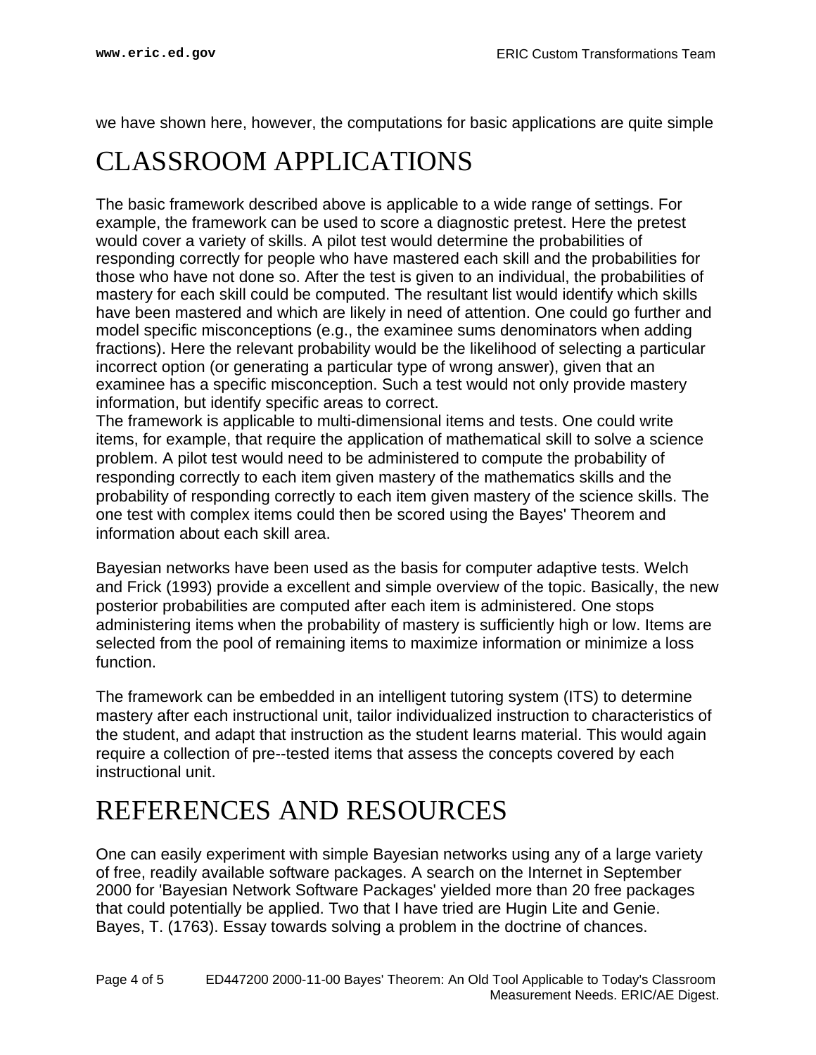we have shown here, however, the computations for basic applications are quite simple

# CLASSROOM APPLICATIONS

The basic framework described above is applicable to a wide range of settings. For example, the framework can be used to score a diagnostic pretest. Here the pretest would cover a variety of skills. A pilot test would determine the probabilities of responding correctly for people who have mastered each skill and the probabilities for those who have not done so. After the test is given to an individual, the probabilities of mastery for each skill could be computed. The resultant list would identify which skills have been mastered and which are likely in need of attention. One could go further and model specific misconceptions (e.g., the examinee sums denominators when adding fractions). Here the relevant probability would be the likelihood of selecting a particular incorrect option (or generating a particular type of wrong answer), given that an examinee has a specific misconception. Such a test would not only provide mastery information, but identify specific areas to correct.
The framework is applicable to multi-dimensional items and tests. One could write items, for example, that require the application of mathematical skill to solve a science problem. A pilot test would need to be administered to compute the probability of responding correctly to each item given mastery of the mathematics skills and the probability of responding correctly to each item given mastery of the science skills. The one test with complex items could then be scored using the Bayes' Theorem and information about each skill area.

Bayesian networks have been used as the basis for computer adaptive tests. Welch and Frick (1993) provide a excellent and simple overview of the topic. Basically, the new posterior probabilities are computed after each item is administered. One stops administering items when the probability of mastery is sufficiently high or low. Items are selected from the pool of remaining items to maximize information or minimize a loss function.

The framework can be embedded in an intelligent tutoring system (ITS) to determine mastery after each instructional unit, tailor individualized instruction to characteristics of the student, and adapt that instruction as the student learns material. This would again require a collection of pre--tested items that assess the concepts covered by each instructional unit.

# REFERENCES AND RESOURCES

One can easily experiment with simple Bayesian networks using any of a large variety of free, readily available software packages. A search on the Internet in September 2000 for 'Bayesian Network Software Packages' yielded more than 20 free packages that could potentially be applied. Two that I have tried are Hugin Lite and Genie.
Bayes, T. (1763). Essay towards solving a problem in the doctrine of chances.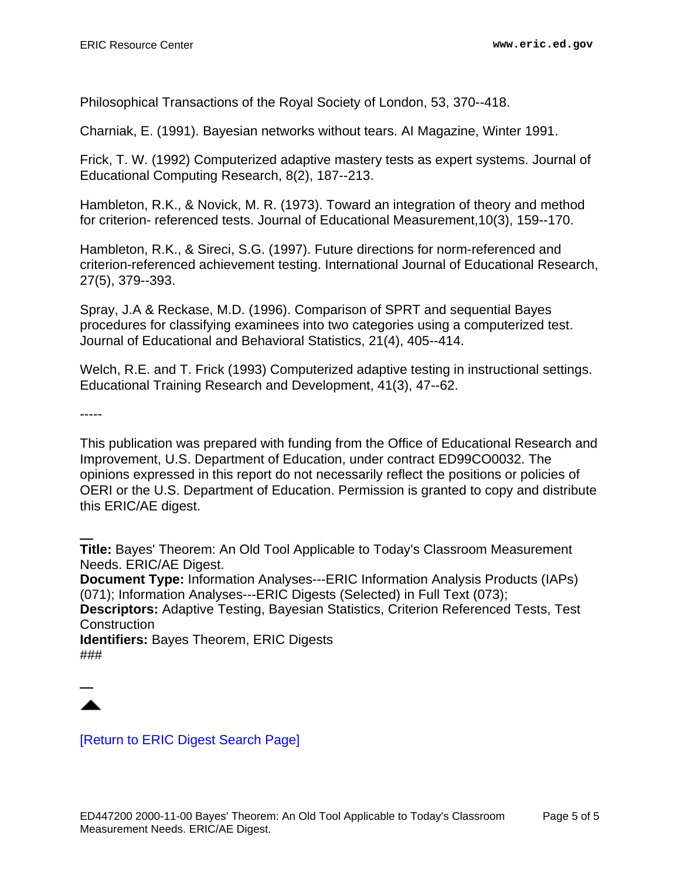Philosophical Transactions of the Royal Society of London, 53, 370--418.

Charniak, E. (1991). Bayesian networks without tears. AI Magazine, Winter 1991.

Frick, T. W. (1992) Computerized adaptive mastery tests as expert systems. Journal of Educational Computing Research, 8(2), 187--213.

Hambleton, R.K., & Novick, M. R. (1973). Toward an integration of theory and method for criterion- referenced tests. Journal of Educational Measurement,10(3), 159--170.

Hambleton, R.K., & Sireci, S.G. (1997). Future directions for norm-referenced and criterion-referenced achievement testing. International Journal of Educational Research, 27(5), 379--393.

Spray, J.A & Reckase, M.D. (1996). Comparison of SPRT and sequential Bayes procedures for classifying examinees into two categories using a computerized test. Journal of Educational and Behavioral Statistics, 21(4), 405--414.

Welch, R.E. and T. Frick (1993) Computerized adaptive testing in instructional settings. Educational Training Research and Development, 41(3), 47--62.

-----

This publication was prepared with funding from the Office of Educational Research and Improvement, U.S. Department of Education, under contract ED99CO0032. The opinions expressed in this report do not necessarily reflect the positions or policies of OERI or the U.S. Department of Education. Permission is granted to copy and distribute this ERIC/AE digest.

---

**Title:** Bayes' Theorem: An Old Tool Applicable to Today's Classroom Measurement Needs. ERIC/AE Digest.
**Document Type:** Information Analyses---ERIC Information Analysis Products (IAPs) (071); Information Analyses---ERIC Digests (Selected) in Full Text (073);
**Descriptors:** Adaptive Testing, Bayesian Statistics, Criterion Referenced Tests, Test Construction
**Identifiers:** Bayes Theorem, ERIC Digests
###

---

[Return to ERIC Digest Search Page]